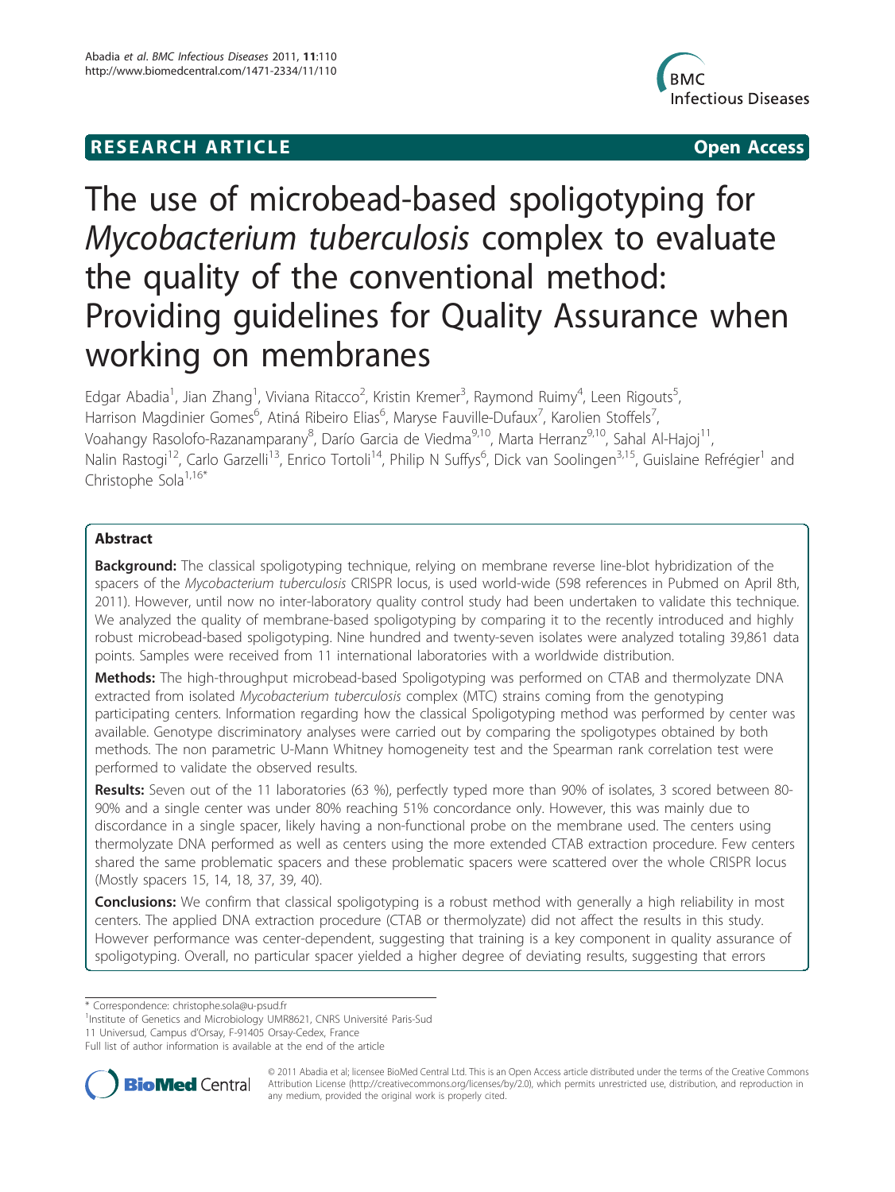**RESEARCH ARTICLE** **Open Access**

# The use of microbead-based spoligotyping for *Mycobacterium tuberculosis* complex to evaluate the quality of the conventional method: Providing guidelines for Quality Assurance when working on membranes

Edgar Abadia[1], Jian Zhang[1], Viviana Ritacco[2], Kristin Kremer[3], Raymond Ruimy[4], Leen Rigouts[5], Harrison Magdinier Gomes[6], Atiná Ribeiro Elias[6], Maryse Fauville-Dufaux[7], Karolien Stoffels[7], Voahangy Rasolofo-Razanamparany[8], Darío Garcia de Viedma[9,10], Marta Herranz[9,10], Sahal Al-Hajoj[11], Nalin Rastogi[12], Carlo Garzelli[13], Enrico Tortoli[14], Philip N Suffys[6], Dick van Soolingen[3,15], Guislaine Refrégier[1] and Christophe Sola[1,16*]

## Abstract

**Background:** The classical spoligotyping technique, relying on membrane reverse line-blot hybridization of the spacers of the *Mycobacterium tuberculosis* CRISPR locus, is used world-wide (598 references in Pubmed on April 8th, 2011). However, until now no inter-laboratory quality control study had been undertaken to validate this technique. We analyzed the quality of membrane-based spoligotyping by comparing it to the recently introduced and highly robust microbead-based spoligotyping. Nine hundred and twenty-seven isolates were analyzed totaling 39,861 data points. Samples were received from 11 international laboratories with a worldwide distribution.

**Methods:** The high-throughput microbead-based Spoligotyping was performed on CTAB and thermolyzate DNA extracted from isolated *Mycobacterium tuberculosis* complex (MTC) strains coming from the genotyping participating centers. Information regarding how the classical Spoligotyping method was performed by center was available. Genotype discriminatory analyses were carried out by comparing the spoligotypes obtained by both methods. The non parametric U-Mann Whitney homogeneity test and the Spearman rank correlation test were performed to validate the observed results.

**Results:** Seven out of the 11 laboratories (63 %), perfectly typed more than 90% of isolates, 3 scored between 80-90% and a single center was under 80% reaching 51% concordance only. However, this was mainly due to discordance in a single spacer, likely having a non-functional probe on the membrane used. The centers using thermolyzate DNA performed as well as centers using the more extended CTAB extraction procedure. Few centers shared the same problematic spacers and these problematic spacers were scattered over the whole CRISPR locus (Mostly spacers 15, 14, 18, 37, 39, 40).

**Conclusions:** We confirm that classical spoligotyping is a robust method with generally a high reliability in most centers. The applied DNA extraction procedure (CTAB or thermolyzate) did not affect the results in this study. However performance was center-dependent, suggesting that training is a key component in quality assurance of spoligotyping. Overall, no particular spacer yielded a higher degree of deviating results, suggesting that errors

\* Correspondence: christophe.sola@u-psud.fr
[1]Institute of Genetics and Microbiology UMR8621, CNRS Université Paris-Sud 11 Universud, Campus d'Orsay, F-91405 Orsay-Cedex, France
Full list of author information is available at the end of the article

© 2011 Abadia et al; licensee BioMed Central Ltd. This is an Open Access article distributed under the terms of the Creative Commons Attribution License (http://creativecommons.org/licenses/by/2.0), which permits unrestricted use, distribution, and reproduction in any medium, provided the original work is properly cited.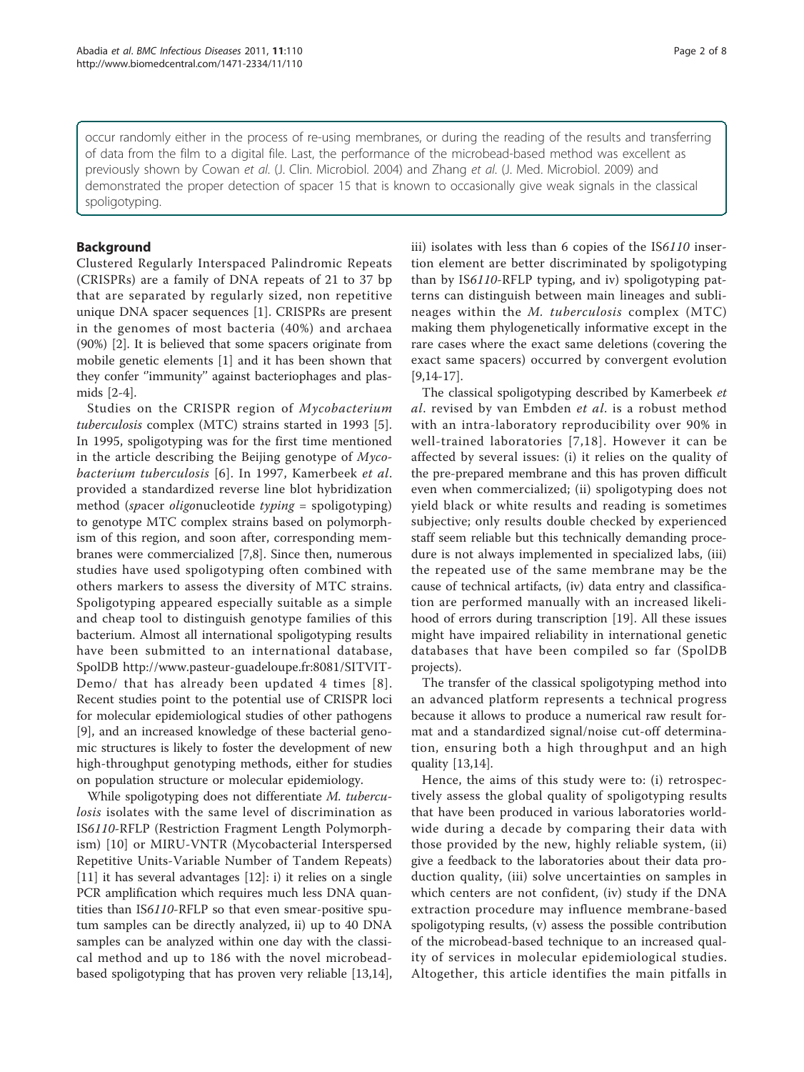occur randomly either in the process of re-using membranes, or during the reading of the results and transferring of data from the film to a digital file. Last, the performance of the microbead-based method was excellent as previously shown by Cowan *et al*. (J. Clin. Microbiol. 2004) and Zhang *et al*. (J. Med. Microbiol. 2009) and demonstrated the proper detection of spacer 15 that is known to occasionally give weak signals in the classical spoligotyping.

## Background

Clustered Regularly Interspaced Palindromic Repeats (CRISPRs) are a family of DNA repeats of 21 to 37 bp that are separated by regularly sized, non repetitive unique DNA spacer sequences [1]. CRISPRs are present in the genomes of most bacteria (40%) and archaea (90%) [2]. It is believed that some spacers originate from mobile genetic elements [1] and it has been shown that they confer ''immunity'' against bacteriophages and plasmids [2-4].

Studies on the CRISPR region of *Mycobacterium tuberculosis* complex (MTC) strains started in 1993 [5]. In 1995, spoligotyping was for the first time mentioned in the article describing the Beijing genotype of *Mycobacterium tuberculosis* [6]. In 1997, Kamerbeek *et al*. provided a standardized reverse line blot hybridization method (*sp*acer *oligo*nucleotide *typing* = spoligotyping) to genotype MTC complex strains based on polymorphism of this region, and soon after, corresponding membranes were commercialized [7,8]. Since then, numerous studies have used spoligotyping often combined with others markers to assess the diversity of MTC strains. Spoligotyping appeared especially suitable as a simple and cheap tool to distinguish genotype families of this bacterium. Almost all international spoligotyping results have been submitted to an international database, SpolDB http://www.pasteur-guadeloupe.fr:8081/SITVIT-Demo/ that has already been updated 4 times [8]. Recent studies point to the potential use of CRISPR loci for molecular epidemiological studies of other pathogens [9], and an increased knowledge of these bacterial genomic structures is likely to foster the development of new high-throughput genotyping methods, either for studies on population structure or molecular epidemiology.

While spoligotyping does not differentiate *M. tuberculosis* isolates with the same level of discrimination as IS*6110*-RFLP (Restriction Fragment Length Polymorphism) [10] or MIRU-VNTR (Mycobacterial Interspersed Repetitive Units-Variable Number of Tandem Repeats) [11] it has several advantages [12]: i) it relies on a single PCR amplification which requires much less DNA quantities than IS*6110*-RFLP so that even smear-positive sputum samples can be directly analyzed, ii) up to 40 DNA samples can be analyzed within one day with the classical method and up to 186 with the novel microbead-based spoligotyping that has proven very reliable [13,14], iii) isolates with less than 6 copies of the IS*6110* insertion element are better discriminated by spoligotyping than by IS*6110*-RFLP typing, and iv) spoligotyping patterns can distinguish between main lineages and sublineages within the *M. tuberculosis* complex (MTC) making them phylogenetically informative except in the rare cases where the exact same deletions (covering the exact same spacers) occurred by convergent evolution [9,14-17].

The classical spoligotyping described by Kamerbeek *et al*. revised by van Embden *et al*. is a robust method with an intra-laboratory reproducibility over 90% in well-trained laboratories [7,18]. However it can be affected by several issues: (i) it relies on the quality of the pre-prepared membrane and this has proven difficult even when commercialized; (ii) spoligotyping does not yield black or white results and reading is sometimes subjective; only results double checked by experienced staff seem reliable but this technically demanding procedure is not always implemented in specialized labs, (iii) the repeated use of the same membrane may be the cause of technical artifacts, (iv) data entry and classification are performed manually with an increased likelihood of errors during transcription [19]. All these issues might have impaired reliability in international genetic databases that have been compiled so far (SpolDB projects).

The transfer of the classical spoligotyping method into an advanced platform represents a technical progress because it allows to produce a numerical raw result format and a standardized signal/noise cut-off determination, ensuring both a high throughput and an high quality [13,14].

Hence, the aims of this study were to: (i) retrospectively assess the global quality of spoligotyping results that have been produced in various laboratories worldwide during a decade by comparing their data with those provided by the new, highly reliable system, (ii) give a feedback to the laboratories about their data production quality, (iii) solve uncertainties on samples in which centers are not confident, (iv) study if the DNA extraction procedure may influence membrane-based spoligotyping results, (v) assess the possible contribution of the microbead-based technique to an increased quality of services in molecular epidemiological studies. Altogether, this article identifies the main pitfalls in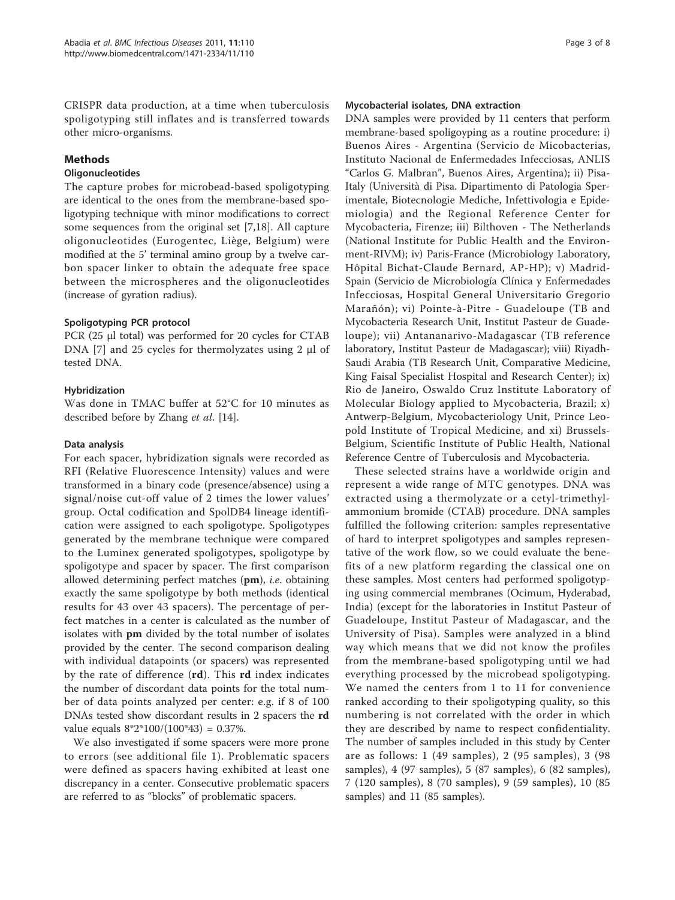CRISPR data production, at a time when tuberculosis spoligotyping still inflates and is transferred towards other micro-organisms.

## Methods

### Oligonucleotides

The capture probes for microbead-based spoligotyping are identical to the ones from the membrane-based spoligotyping technique with minor modifications to correct some sequences from the original set [7,18]. All capture oligonucleotides (Eurogentec, Liège, Belgium) were modified at the 5' terminal amino group by a twelve carbon spacer linker to obtain the adequate free space between the microspheres and the oligonucleotides (increase of gyration radius).

#### Spoligotyping PCR protocol

PCR (25 μl total) was performed for 20 cycles for CTAB DNA [7] and 25 cycles for thermolyzates using 2 μl of tested DNA.

#### Hybridization

Was done in TMAC buffer at 52°C for 10 minutes as described before by Zhang *et al.* [14].

#### Data analysis

For each spacer, hybridization signals were recorded as RFI (Relative Fluorescence Intensity) values and were transformed in a binary code (presence/absence) using a signal/noise cut-off value of 2 times the lower values' group. Octal codification and SpolDB4 lineage identification were assigned to each spoligotype. Spoligotypes generated by the membrane technique were compared to the Luminex generated spoligotypes, spoligotype by spoligotype and spacer by spacer. The first comparison allowed determining perfect matches (**pm**), *i.e.* obtaining exactly the same spoligotype by both methods (identical results for 43 over 43 spacers). The percentage of perfect matches in a center is calculated as the number of isolates with **pm** divided by the total number of isolates provided by the center. The second comparison dealing with individual datapoints (or spacers) was represented by the rate of difference (**rd**). This **rd** index indicates the number of discordant data points for the total number of data points analyzed per center: e.g. if 8 of 100 DNAs tested show discordant results in 2 spacers the **rd** value equals $8*2*100/(100*43) = 0.37\%$.

We also investigated if some spacers were more prone to errors (see additional file 1). Problematic spacers were defined as spacers having exhibited at least one discrepancy in a center. Consecutive problematic spacers are referred to as "blocks" of problematic spacers.

#### Mycobacterial isolates, DNA extraction

DNA samples were provided by 11 centers that perform membrane-based spoligoyping as a routine procedure: i) Buenos Aires - Argentina (Servicio de Micobacterias, Instituto Nacional de Enfermedades Infecciosas, ANLIS "Carlos G. Malbran", Buenos Aires, Argentina); ii) Pisa-Italy (Università di Pisa. Dipartimento di Patologia Sperimentale, Biotecnologie Mediche, Infettivologia e Epidemiologia) and the Regional Reference Center for Mycobacteria, Firenze; iii) Bilthoven - The Netherlands (National Institute for Public Health and the Environment-RIVM); iv) Paris-France (Microbiology Laboratory, Hôpital Bichat-Claude Bernard, AP-HP); v) Madrid-Spain (Servicio de Microbiología Clínica y Enfermedades Infecciosas, Hospital General Universitario Gregorio Marañón); vi) Pointe-à-Pitre - Guadeloupe (TB and Mycobacteria Research Unit, Institut Pasteur de Guadeloupe); vii) Antananarivo-Madagascar (TB reference laboratory, Institut Pasteur de Madagascar); viii) Riyadh-Saudi Arabia (TB Research Unit, Comparative Medicine, King Faisal Specialist Hospital and Research Center); ix) Rio de Janeiro, Oswaldo Cruz Institute Laboratory of Molecular Biology applied to Mycobacteria, Brazil; x) Antwerp-Belgium, Mycobacteriology Unit, Prince Leopold Institute of Tropical Medicine, and xi) Brussels-Belgium, Scientific Institute of Public Health, National Reference Centre of Tuberculosis and Mycobacteria.

These selected strains have a worldwide origin and represent a wide range of MTC genotypes. DNA was extracted using a thermolyzate or a cetyl-trimethyl-ammonium bromide (CTAB) procedure. DNA samples fulfilled the following criterion: samples representative of hard to interpret spoligotypes and samples representative of the work flow, so we could evaluate the benefits of a new platform regarding the classical one on these samples. Most centers had performed spoligotyping using commercial membranes (Ocimum, Hyderabad, India) (except for the laboratories in Institut Pasteur of Guadeloupe, Institut Pasteur of Madagascar, and the University of Pisa). Samples were analyzed in a blind way which means that we did not know the profiles from the membrane-based spoligotyping until we had everything processed by the microbead spoligotyping. We named the centers from 1 to 11 for convenience ranked according to their spoligotyping quality, so this numbering is not correlated with the order in which they are described by name to respect confidentiality. The number of samples included in this study by Center are as follows: 1 (49 samples), 2 (95 samples), 3 (98 samples), 4 (97 samples), 5 (87 samples), 6 (82 samples), 7 (120 samples), 8 (70 samples), 9 (59 samples), 10 (85 samples) and 11 (85 samples).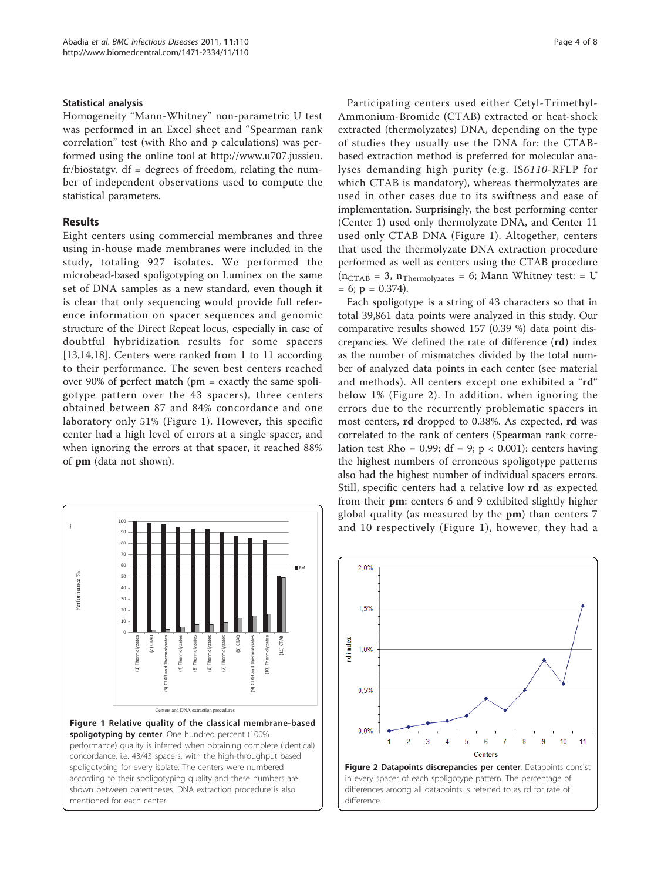### Statistical analysis

Homogeneity "Mann-Whitney" non-parametric U test was performed in an Excel sheet and "Spearman rank correlation" test (with Rho and p calculations) was performed using the online tool at http://www.u707.jussieu.fr/biostatgv. df = degrees of freedom, relating the number of independent observations used to compute the statistical parameters.

## Results

Eight centers using commercial membranes and three using in-house made membranes were included in the study, totaling 927 isolates. We performed the microbead-based spoligotyping on Luminex on the same set of DNA samples as a new standard, even though it is clear that only sequencing would provide full reference information on spacer sequences and genomic structure of the Direct Repeat locus, especially in case of doubtful hybridization results for some spacers [13,14,18]. Centers were ranked from 1 to 11 according to their performance. The seven best centers reached over 90% of **p**erfect **m**atch (pm = exactly the same spoligotype pattern over the 43 spacers), three centers obtained between 87 and 84% concordance and one laboratory only 51% (Figure 1). However, this specific center had a high level of errors at a single spacer, and when ignoring the errors at that spacer, it reached 88% of **pm** (data not shown).

**Figure 1 Relative quality of the classical membrane-based spoligotyping by center**. One hundred percent (100% performance) quality is inferred when obtaining complete (identical) concordance, i.e. 43/43 spacers, with the high-throughput based spoligotyping for every isolate. The centers were numbered according to their spoligotyping quality and these numbers are shown between parentheses. DNA extraction procedure is also mentioned for each center.

Participating centers used either Cetyl-Trimethyl-Ammonium-Bromide (CTAB) extracted or heat-shock extracted (thermolyzates) DNA, depending on the type of studies they usually use the DNA for: the CTAB-based extraction method is preferred for molecular analyses demanding high purity (e.g. IS*6110*-RFLP for which CTAB is mandatory), whereas thermolyzates are used in other cases due to its swiftness and ease of implementation. Surprisingly, the best performing center (Center 1) used only thermolyzate DNA, and Center 11 used only CTAB DNA (Figure 1). Altogether, centers that used the thermolyzate DNA extraction procedure performed as well as centers using the CTAB procedure ($n_{CTAB} = 3$, $n_{Thermolyzates} = 6$; Mann Whitney test: = U = 6; p = 0.374).

Each spoligotype is a string of 43 characters so that in total 39,861 data points were analyzed in this study. Our comparative results showed 157 (0.39 %) data point discrepancies. We defined the rate of difference (**rd**) index as the number of mismatches divided by the total number of analyzed data points in each center (see material and methods). All centers except one exhibited a "**rd**" below 1% (Figure 2). In addition, when ignoring the errors due to the recurrently problematic spacers in most centers, **rd** dropped to 0.38%. As expected, **rd** was correlated to the rank of centers (Spearman rank correlation test Rho = 0.99; df = 9; p < 0.001): centers having the highest numbers of erroneous spoligotype patterns also had the highest number of individual spacers errors. Still, specific centers had a relative low **rd** as expected from their **pm**: centers 6 and 9 exhibited slightly higher global quality (as measured by the **pm**) than centers 7 and 10 respectively (Figure 1), however, they had a

**Figure 2 Datapoints discrepancies per center**. Datapoints consist in every spacer of each spoligotype pattern. The percentage of differences among all datapoints is referred to as rd for rate of difference.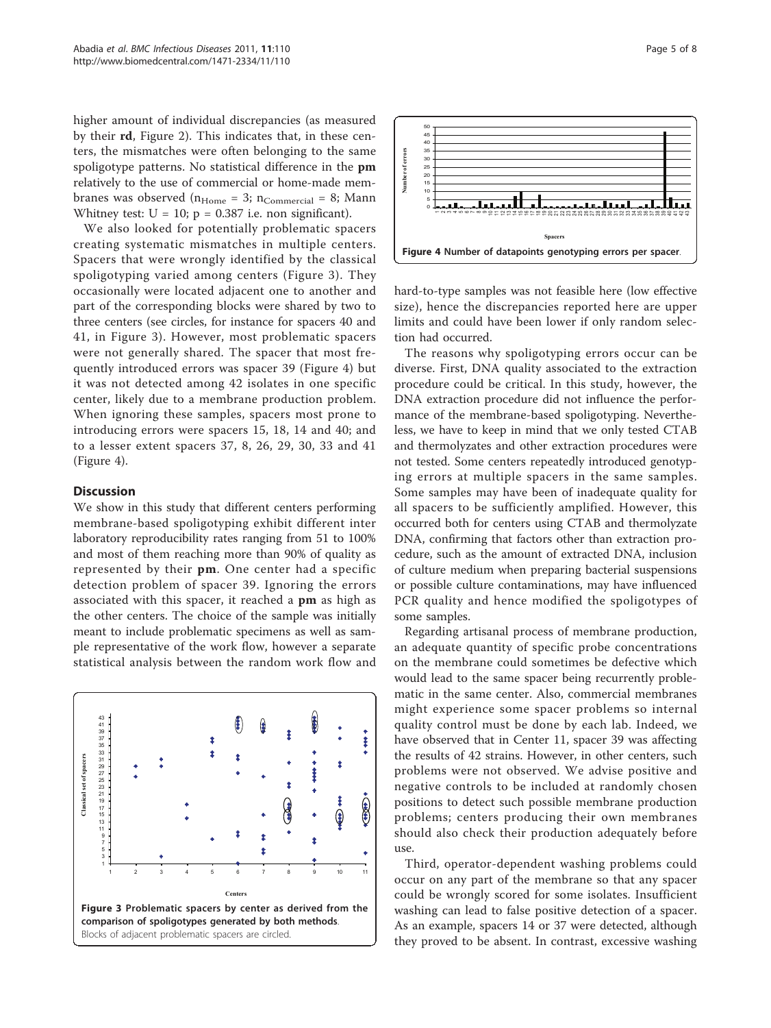higher amount of individual discrepancies (as measured by their **rd**, Figure 2). This indicates that, in these centers, the mismatches were often belonging to the same spoligotype patterns. No statistical difference in the **pm** relatively to the use of commercial or home-made membranes was observed ($n_{Home} = 3$; $n_{Commercial} = 8$; Mann Whitney test: $U = 10$; $p = 0.387$ i.e. non significant).

We also looked for potentially problematic spacers creating systematic mismatches in multiple centers. Spacers that were wrongly identified by the classical spoligotyping varied among centers (Figure 3). They occasionally were located adjacent one to another and part of the corresponding blocks were shared by two to three centers (see circles, for instance for spacers 40 and 41, in Figure 3). However, most problematic spacers were not generally shared. The spacer that most frequently introduced errors was spacer 39 (Figure 4) but it was not detected among 42 isolates in one specific center, likely due to a membrane production problem. When ignoring these samples, spacers most prone to introducing errors were spacers 15, 18, 14 and 40; and to a lesser extent spacers 37, 8, 26, 29, 30, 33 and 41 (Figure 4).

## Discussion

We show in this study that different centers performing membrane-based spoligotyping exhibit different inter laboratory reproducibility rates ranging from 51 to 100% and most of them reaching more than 90% of quality as represented by their **pm**. One center had a specific detection problem of spacer 39. Ignoring the errors associated with this spacer, it reached a **pm** as high as the other centers. The choice of the sample was initially meant to include problematic specimens as well as sample representative of the work flow, however a separate statistical analysis between the random work flow and hard-to-type samples was not feasible here (low effective size), hence the discrepancies reported here are upper limits and could have been lower if only random selection had occurred.

**Figure 3 Problematic spacers by center as derived from the comparison of spoligotypes generated by both methods**. Blocks of adjacent problematic spacers are circled.

**Figure 4 Number of datapoints genotyping errors per spacer**.

The reasons why spoligotyping errors occur can be diverse. First, DNA quality associated to the extraction procedure could be critical. In this study, however, the DNA extraction procedure did not influence the performance of the membrane-based spoligotyping. Nevertheless, we have to keep in mind that we only tested CTAB and thermolyzates and other extraction procedures were not tested. Some centers repeatedly introduced genotyping errors at multiple spacers in the same samples. Some samples may have been of inadequate quality for all spacers to be sufficiently amplified. However, this occurred both for centers using CTAB and thermolyzate DNA, confirming that factors other than extraction procedure, such as the amount of extracted DNA, inclusion of culture medium when preparing bacterial suspensions or possible culture contaminations, may have influenced PCR quality and hence modified the spoligotypes of some samples.

Regarding artisanal process of membrane production, an adequate quantity of specific probe concentrations on the membrane could sometimes be defective which would lead to the same spacer being recurrently problematic in the same center. Also, commercial membranes might experience some spacer problems so internal quality control must be done by each lab. Indeed, we have observed that in Center 11, spacer 39 was affecting the results of 42 strains. However, in other centers, such problems were not observed. We advise positive and negative controls to be included at randomly chosen positions to detect such possible membrane production problems; centers producing their own membranes should also check their production adequately before use.

Third, operator-dependent washing problems could occur on any part of the membrane so that any spacer could be wrongly scored for some isolates. Insufficient washing can lead to false positive detection of a spacer. As an example, spacers 14 or 37 were detected, although they proved to be absent. In contrast, excessive washing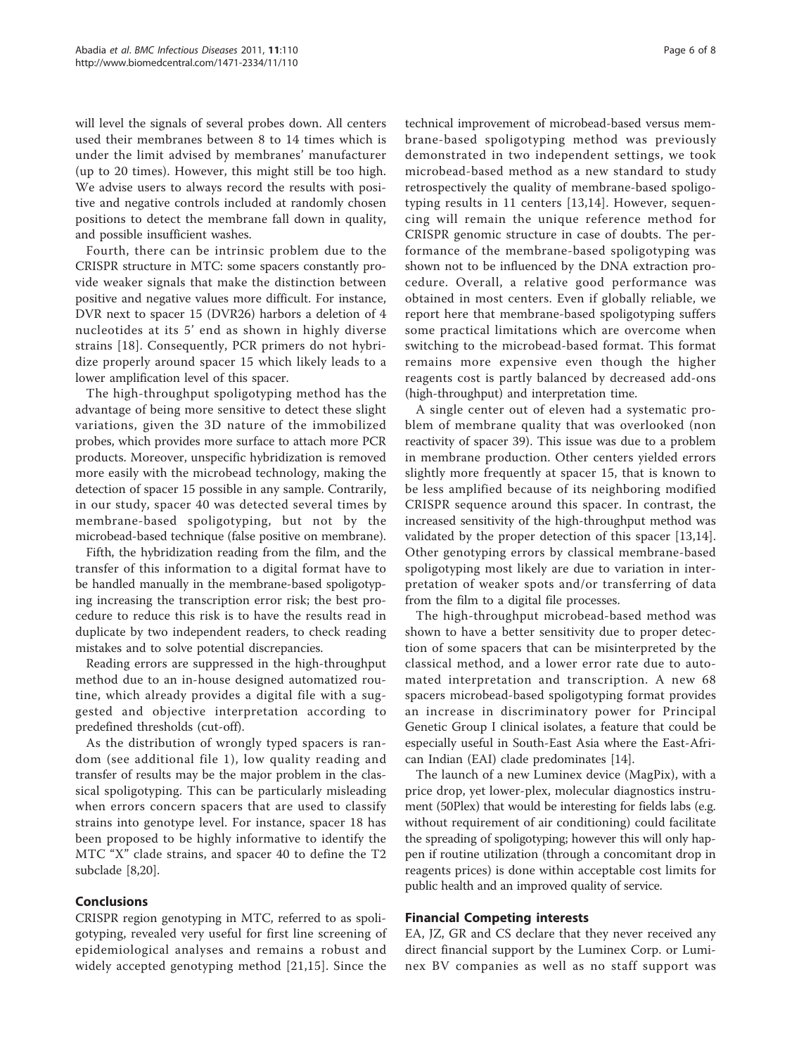will level the signals of several probes down. All centers used their membranes between 8 to 14 times which is under the limit advised by membranes' manufacturer (up to 20 times). However, this might still be too high. We advise users to always record the results with positive and negative controls included at randomly chosen positions to detect the membrane fall down in quality, and possible insufficient washes.

Fourth, there can be intrinsic problem due to the CRISPR structure in MTC: some spacers constantly provide weaker signals that make the distinction between positive and negative values more difficult. For instance, DVR next to spacer 15 (DVR26) harbors a deletion of 4 nucleotides at its 5' end as shown in highly diverse strains [18]. Consequently, PCR primers do not hybridize properly around spacer 15 which likely leads to a lower amplification level of this spacer.

The high-throughput spoligotyping method has the advantage of being more sensitive to detect these slight variations, given the 3D nature of the immobilized probes, which provides more surface to attach more PCR products. Moreover, unspecific hybridization is removed more easily with the microbead technology, making the detection of spacer 15 possible in any sample. Contrarily, in our study, spacer 40 was detected several times by membrane-based spoligotyping, but not by the microbead-based technique (false positive on membrane).

Fifth, the hybridization reading from the film, and the transfer of this information to a digital format have to be handled manually in the membrane-based spoligotyping increasing the transcription error risk; the best procedure to reduce this risk is to have the results read in duplicate by two independent readers, to check reading mistakes and to solve potential discrepancies.

Reading errors are suppressed in the high-throughput method due to an in-house designed automatized routine, which already provides a digital file with a suggested and objective interpretation according to predefined thresholds (cut-off).

As the distribution of wrongly typed spacers is random (see additional file 1), low quality reading and transfer of results may be the major problem in the classical spoligotyping. This can be particularly misleading when errors concern spacers that are used to classify strains into genotype level. For instance, spacer 18 has been proposed to be highly informative to identify the MTC "X" clade strains, and spacer 40 to define the T2 subclade [8,20].

## Conclusions

CRISPR region genotyping in MTC, referred to as spoligotyping, revealed very useful for first line screening of epidemiological analyses and remains a robust and widely accepted genotyping method [21,15]. Since the technical improvement of microbead-based versus membrane-based spoligotyping method was previously demonstrated in two independent settings, we took microbead-based method as a new standard to study retrospectively the quality of membrane-based spoligotyping results in 11 centers [13,14]. However, sequencing will remain the unique reference method for CRISPR genomic structure in case of doubts. The performance of the membrane-based spoligotyping was shown not to be influenced by the DNA extraction procedure. Overall, a relative good performance was obtained in most centers. Even if globally reliable, we report here that membrane-based spoligotyping suffers some practical limitations which are overcome when switching to the microbead-based format. This format remains more expensive even though the higher reagents cost is partly balanced by decreased add-ons (high-throughput) and interpretation time.

A single center out of eleven had a systematic problem of membrane quality that was overlooked (non reactivity of spacer 39). This issue was due to a problem in membrane production. Other centers yielded errors slightly more frequently at spacer 15, that is known to be less amplified because of its neighboring modified CRISPR sequence around this spacer. In contrast, the increased sensitivity of the high-throughput method was validated by the proper detection of this spacer [13,14]. Other genotyping errors by classical membrane-based spoligotyping most likely are due to variation in interpretation of weaker spots and/or transferring of data from the film to a digital file processes.

The high-throughput microbead-based method was shown to have a better sensitivity due to proper detection of some spacers that can be misinterpreted by the classical method, and a lower error rate due to automated interpretation and transcription. A new 68 spacers microbead-based spoligotyping format provides an increase in discriminatory power for Principal Genetic Group I clinical isolates, a feature that could be especially useful in South-East Asia where the East-African Indian (EAI) clade predominates [14].

The launch of a new Luminex device (MagPix), with a price drop, yet lower-plex, molecular diagnostics instrument (50Plex) that would be interesting for fields labs (e.g. without requirement of air conditioning) could facilitate the spreading of spoligotyping; however this will only happen if routine utilization (through a concomitant drop in reagents prices) is done within acceptable cost limits for public health and an improved quality of service.

## Financial Competing interests

EA, JZ, GR and CS declare that they never received any direct financial support by the Luminex Corp. or Luminex BV companies as well as no staff support was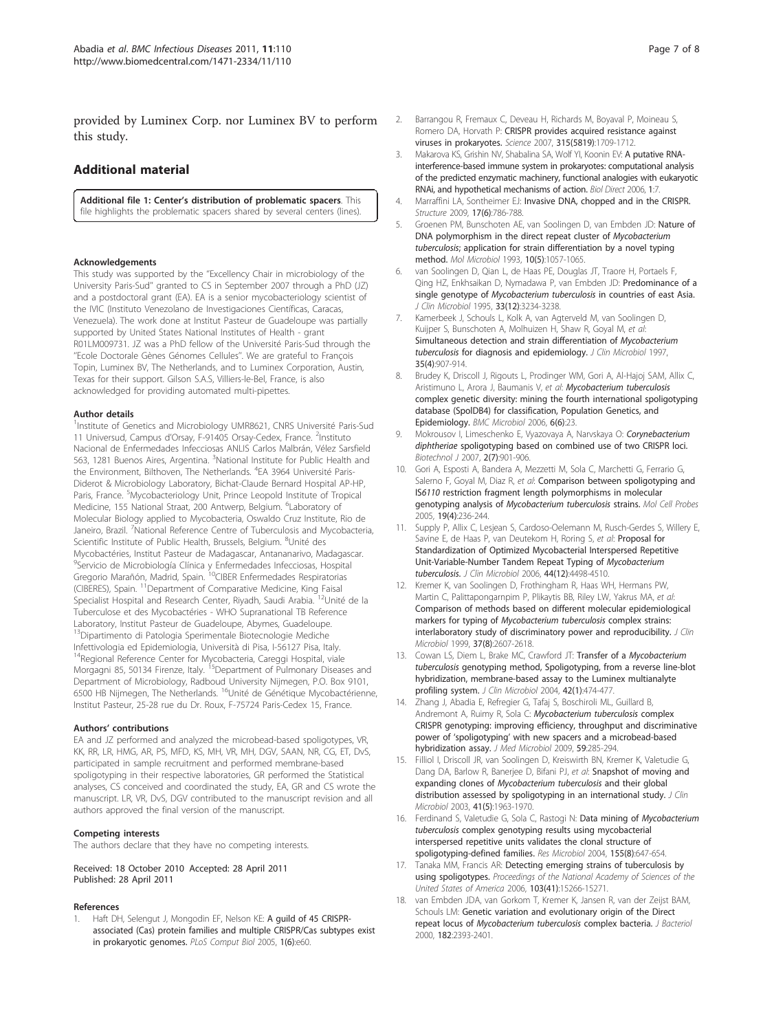provided by Luminex Corp. nor Luminex BV to perform this study.

## Additional material

**Additional file 1: Center's distribution of problematic spacers**. This file highlights the problematic spacers shared by several centers (lines).

#### Acknowledgements

This study was supported by the "Excellency Chair in microbiology of the University Paris-Sud" granted to CS in September 2007 through a PhD (JZ) and a postdoctoral grant (EA). EA is a senior mycobacteriology scientist of the IVIC (Instituto Venezolano de Investigaciones Científicas, Caracas, Venezuela). The work done at Institut Pasteur de Guadeloupe was partially supported by United States National Institutes of Health - grant R01LM009731. JZ was a PhD fellow of the Université Paris-Sud through the "Ecole Doctorale Gènes Génomes Cellules". We are grateful to François Topin, Luminex BV, The Netherlands, and to Luminex Corporation, Austin, Texas for their support. Gilson S.A.S, Villiers-le-Bel, France, is also acknowledged for providing automated multi-pipettes.

#### Author details

[1]Institute of Genetics and Microbiology UMR8621, CNRS Université Paris-Sud 11 Universud, Campus d'Orsay, F-91405 Orsay-Cedex, France. [2]Instituto Nacional de Enfermedades Infecciosas ANLIS Carlos Malbrán, Vélez Sarsfield 563, 1281 Buenos Aires, Argentina. [3]National Institute for Public Health and the Environment, Bilthoven, The Netherlands. [4]EA 3964 Université Paris-Diderot & Microbiology Laboratory, Bichat-Claude Bernard Hospital AP-HP, Paris, France. [5]Mycobacteriology Unit, Prince Leopold Institute of Tropical Medicine, 155 National Straat, 200 Antwerp, Belgium. [6]Laboratory of Molecular Biology applied to Mycobacteria, Oswaldo Cruz Institute, Rio de Janeiro, Brazil. [7]National Reference Centre of Tuberculosis and Mycobacteria, Scientific Institute of Public Health, Brussels, Belgium. [8]Unité des Mycobactéries, Institut Pasteur de Madagascar, Antananarivo, Madagascar. [9]Servicio de Microbiología Clínica y Enfermedades Infecciosas, Hospital Gregorio Marañón, Madrid, Spain. [10]CIBER Enfermedades Respiratorias (CIBERES), Spain. [11]Department of Comparative Medicine, King Faisal Specialist Hospital and Research Center, Riyadh, Saudi Arabia. [12]Unité de la Tuberculose et des Mycobactéries - WHO Supranational TB Reference Laboratory, Institut Pasteur de Guadeloupe, Abymes, Guadeloupe. [13]Dipartimento di Patologia Sperimentale Biotecnologie Mediche Infettivologia ed Epidemiologia, Università di Pisa, I-56127 Pisa, Italy. [14]Regional Reference Center for Mycobacteria, Careggi Hospital, viale Morgagni 85, 50134 Firenze, Italy. [15]Department of Pulmonary Diseases and Department of Microbiology, Radboud University Nijmegen, P.O. Box 9101, 6500 HB Nijmegen, The Netherlands. [16]Unité de Génétique Mycobactérienne, Institut Pasteur, 25-28 rue du Dr. Roux, F-75724 Paris-Cedex 15, France.

#### Authors' contributions

EA and JZ performed and analyzed the microbead-based spoligotypes, VR, KK, RR, LR, HMG, AR, PS, MFD, KS, MH, VR, MH, DGV, SAAN, NR, CG, ET, DvS, participated in sample recruitment and performed membrane-based spoligotyping in their respective laboratories, GR performed the Statistical analyses, CS conceived and coordinated the study, EA, GR and CS wrote the manuscript. LR, VR, DvS, DGV contributed to the manuscript revision and all authors approved the final version of the manuscript.

#### Competing interests

The authors declare that they have no competing interests.

Received: 18 October 2010 Accepted: 28 April 2011
Published: 28 April 2011

#### References

1. Haft DH, Selengut J, Mongodin EF, Nelson KE: A guild of 45 CRISPR-associated (Cas) protein families and multiple CRISPR/Cas subtypes exist in prokaryotic genomes. *PLoS Comput Biol* 2005, 1(6):e60.
2. Barrangou R, Fremaux C, Deveau H, Richards M, Boyaval P, Moineau S, Romero DA, Horvath P: CRISPR provides acquired resistance against viruses in prokaryotes. *Science* 2007, 315(5819):1709-1712.
3. Makarova KS, Grishin NV, Shabalina SA, Wolf YI, Koonin EV: A putative RNA-interference-based immune system in prokaryotes: computational analysis of the predicted enzymatic machinery, functional analogies with eukaryotic RNAi, and hypothetical mechanisms of action. *Biol Direct* 2006, 1:7.
4. Marraffini LA, Sontheimer EJ: Invasive DNA, chopped and in the CRISPR. *Structure* 2009, 17(6):786-788.
5. Groenen PM, Bunschoten AE, van Soolingen D, van Embden JD: Nature of DNA polymorphism in the direct repeat cluster of *Mycobacterium tuberculosis*; application for strain differentiation by a novel typing method. *Mol Microbiol* 1993, 10(5):1057-1065.
6. van Soolingen D, Qian L, de Haas PE, Douglas JT, Traore H, Portaels F, Qing HZ, Enkhsaikan D, Nymadawa P, van Embden JD: Predominance of a single genotype of *Mycobacterium tuberculosis* in countries of east Asia. *J Clin Microbiol* 1995, 33(12):3234-3238.
7. Kamerbeek J, Schouls L, Kolk A, van Agterveld M, van Soolingen D, Kuijper S, Bunschoten A, Molhuizen H, Shaw R, Goyal M, *et al*: Simultaneous detection and strain differentiation of *Mycobacterium tuberculosis* for diagnosis and epidemiology. *J Clin Microbiol* 1997, 35(4):907-914.
8. Brudey K, Driscoll J, Rigouts L, Prodinger WM, Gori A, Al-Hajoj SAM, Allix C, Aristimuno L, Arora J, Baumanis V, *et al*: *Mycobacterium tuberculosis* complex genetic diversity: mining the fourth international spoligotyping database (SpolDB4) for classification, Population Genetics, and Epidemiology. *BMC Microbiol* 2006, 6(6):23.
9. Mokrousov I, Limeschenko E, Vyazovaya A, Narvskaya O: *Corynebacterium diphtheriae* spoligotyping based on combined use of two CRISPR loci. *Biotechnol J* 2007, 2(7):901-906.
10. Gori A, Esposti A, Bandera A, Mezzetti M, Sola C, Marchetti G, Ferrario G, Salerno F, Goyal M, Diaz R, *et al*: Comparison between spoligotyping and IS*6110* restriction fragment length polymorphisms in molecular genotyping analysis of *Mycobacterium tuberculosis* strains. *Mol Cell Probes* 2005, 19(4):236-244.
11. Supply P, Allix C, Lesjean S, Cardoso-Oelemann M, Rusch-Gerdes S, Willery E, Savine E, de Haas P, van Deutekom H, Roring S, *et al*: Proposal for Standardization of Optimized Mycobacterial Interspersed Repetitive Unit-Variable-Number Tandem Repeat Typing of *Mycobacterium tuberculosis*. *J Clin Microbiol* 2006, 44(12):4498-4510.
12. Kremer K, van Soolingen D, Frothingham R, Haas WH, Hermans PW, Martin C, Palittapongarnpim P, Plikaytis BB, Riley LW, Yakrus MA, *et al*: Comparison of methods based on different molecular epidemiological markers for typing of *Mycobacterium tuberculosis* complex strains: interlaboratory study of discriminatory power and reproducibility. *J Clin Microbiol* 1999, 37(8):2607-2618.
13. Cowan LS, Diem L, Brake MC, Crawford JT: Transfer of a *Mycobacterium tuberculosis* genotyping method, Spoligotyping, from a reverse line-blot hybridization, membrane-based assay to the Luminex multianalyte profiling system. *J Clin Microbiol* 2004, 42(1):474-477.
14. Zhang J, Abadia E, Refregier G, Tafaj S, Boschiroli ML, Guillard B, Andremont A, Ruimy R, Sola C: *Mycobacterium tuberculosis* complex CRISPR genotyping: improving efficiency, throughput and discriminative power of 'spoligotyping' with new spacers and a microbead-based hybridization assay. *J Med Microbiol* 2009, 59:285-294.
15. Filliol I, Driscoll JR, van Soolingen D, Kreiswirth BN, Kremer K, Valetudie G, Dang DA, Barlow R, Banerjee D, Bifani PJ, *et al*: Snapshot of moving and expanding clones of *Mycobacterium tuberculosis* and their global distribution assessed by spoligotyping in an international study. *J Clin Microbiol* 2003, 41(5):1963-1970.
16. Ferdinand S, Valetudie G, Sola C, Rastogi N: Data mining of *Mycobacterium tuberculosis* complex genotyping results using mycobacterial interspersed repetitive units validates the clonal structure of spoligotyping-defined families. *Res Microbiol* 2004, 155(8):647-654.
17. Tanaka MM, Francis AR: Detecting emerging strains of tuberculosis by using spoligotypes. *Proceedings of the National Academy of Sciences of the United States of America* 2006, 103(41):15266-15271.
18. van Embden JDA, van Gorkom T, Kremer K, Jansen R, van der Zeijst BAM, Schouls LM: Genetic variation and evolutionary origin of the Direct repeat locus of *Mycobacterium tuberculosis* complex bacteria. *J Bacteriol* 2000, 182:2393-2401.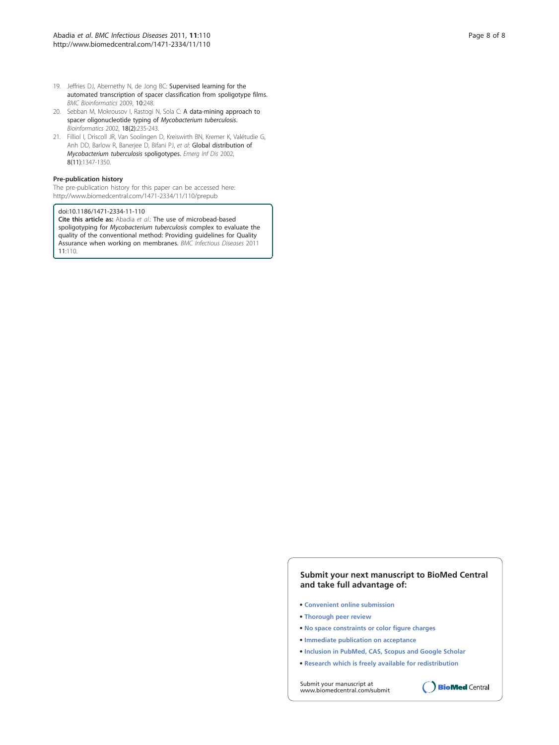19. Jeffries DJ, Abernethy N, de Jong BC: **Supervised learning for the automated transcription of spacer classification from spoligotype films.** *BMC Bioinformatics* 2009, **10**:248.
20. Sebban M, Mokrousov I, Rastogi N, Sola C: **A data-mining approach to spacer oligonucleotide typing of *Mycobacterium tuberculosis*.** *Bioinformatics* 2002, **18(2)**:235-243.
21. Filliol I, Driscoll JR, Van Soolingen D, Kreiswirth BN, Kremer K, Valétudie G, Anh DD, Barlow R, Banerjee D, Bifani PJ, *et al*: **Global distribution of *Mycobacterium tuberculosis* spoligotypes.** *Emerg Inf Dis* 2002, **8(11)**:1347-1350.

**Pre-publication history**

The pre-publication history for this paper can be accessed here:
http://www.biomedcentral.com/1471-2334/11/110/prepub

doi:10.1186/1471-2334-11-110

**Cite this article as:** Abadia *et al.*: The use of microbead-based spoligotyping for *Mycobacterium tuberculosis* complex to evaluate the quality of the conventional method: Providing guidelines for Quality Assurance when working on membranes. *BMC Infectious Diseases* 2011 **11**:110.

**Submit your next manuscript to BioMed Central and take full advantage of:**

- **Convenient online submission**
- **Thorough peer review**
- **No space constraints or color figure charges**
- **Immediate publication on acceptance**
- **Inclusion in PubMed, CAS, Scopus and Google Scholar**
- **Research which is freely available for redistribution**

Submit your manuscript at
www.biomedcentral.com/submit

BioMed Central